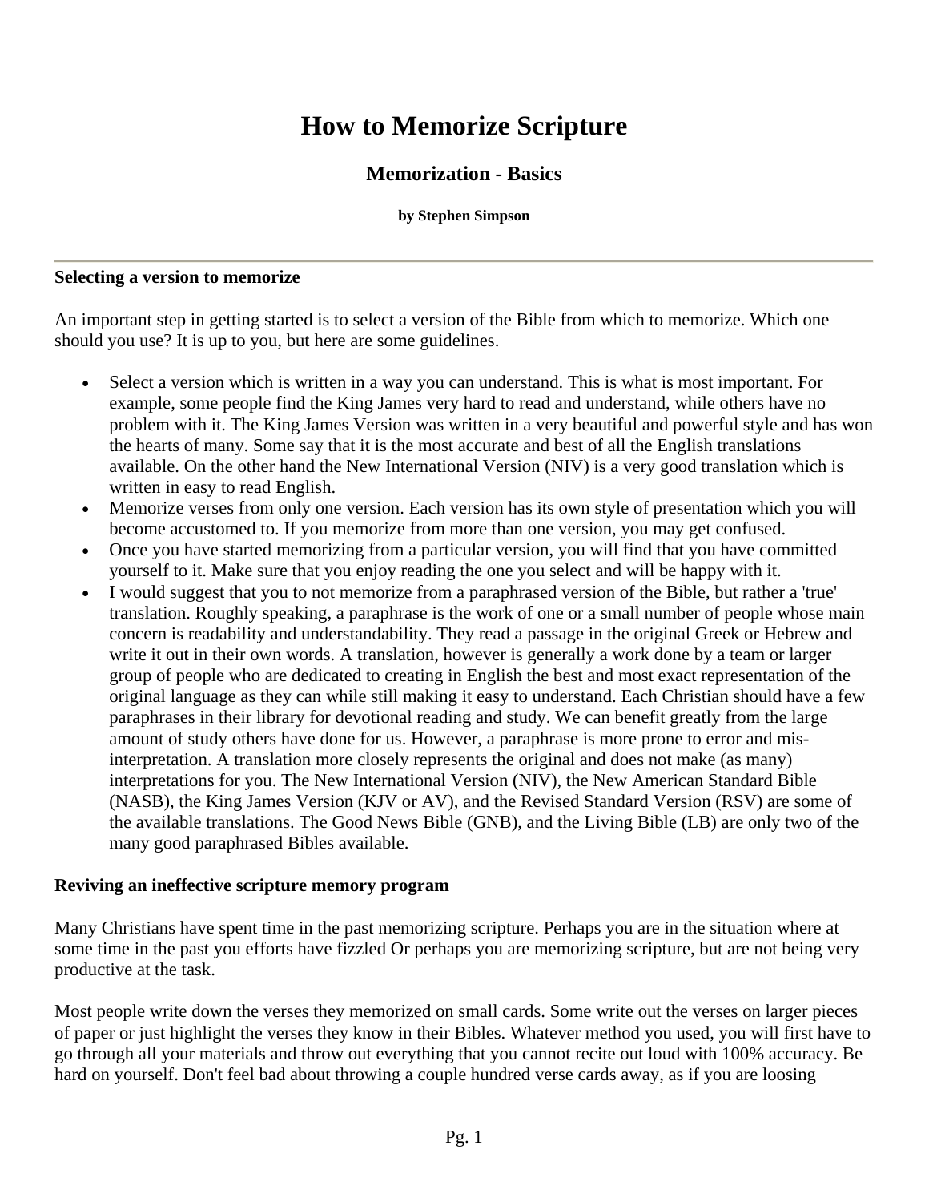# How to Memorize Scripture

## Memorization - Basics

**by Stephen Simpson**

---

**Selecting a version to memorize**

An important step in getting started is to select a version of the Bible from which to memorize. Which one should you use? It is up to you, but here are some guidelines.

- Select a version which is written in a way you can understand. This is what is most important. For example, some people find the King James very hard to read and understand, while others have no problem with it. The King James Version was written in a very beautiful and powerful style and has won the hearts of many. Some say that it is the most accurate and best of all the English translations available. On the other hand the New International Version (NIV) is a very good translation which is written in easy to read English.
- Memorize verses from only one version. Each version has its own style of presentation which you will become accustomed to. If you memorize from more than one version, you may get confused.
- Once you have started memorizing from a particular version, you will find that you have committed yourself to it. Make sure that you enjoy reading the one you select and will be happy with it.
- I would suggest that you to not memorize from a paraphrased version of the Bible, but rather a 'true' translation. Roughly speaking, a paraphrase is the work of one or a small number of people whose main concern is readability and understandability. They read a passage in the original Greek or Hebrew and write it out in their own words. A translation, however is generally a work done by a team or larger group of people who are dedicated to creating in English the best and most exact representation of the original language as they can while still making it easy to understand. Each Christian should have a few paraphrases in their library for devotional reading and study. We can benefit greatly from the large amount of study others have done for us. However, a paraphrase is more prone to error and mis-interpretation. A translation more closely represents the original and does not make (as many) interpretations for you. The New International Version (NIV), the New American Standard Bible (NASB), the King James Version (KJV or AV), and the Revised Standard Version (RSV) are some of the available translations. The Good News Bible (GNB), and the Living Bible (LB) are only two of the many good paraphrased Bibles available.

**Reviving an ineffective scripture memory program**

Many Christians have spent time in the past memorizing scripture. Perhaps you are in the situation where at some time in the past you efforts have fizzled Or perhaps you are memorizing scripture, but are not being very productive at the task.

Most people write down the verses they memorized on small cards. Some write out the verses on larger pieces of paper or just highlight the verses they know in their Bibles. Whatever method you used, you will first have to go through all your materials and throw out everything that you cannot recite out loud with 100% accuracy. Be hard on yourself. Don't feel bad about throwing a couple hundred verse cards away, as if you are loosing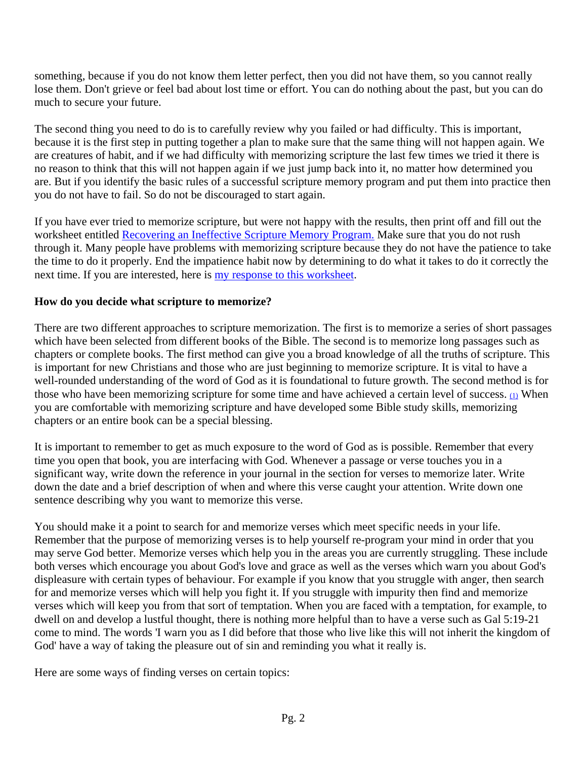something, because if you do not know them letter perfect, then you did not have them, so you cannot really lose them. Don't grieve or feel bad about lost time or effort. You can do nothing about the past, but you can do much to secure your future.

The second thing you need to do is to carefully review why you failed or had difficulty. This is important, because it is the first step in putting together a plan to make sure that the same thing will not happen again. We are creatures of habit, and if we had difficulty with memorizing scripture the last few times we tried it there is no reason to think that this will not happen again if we just jump back into it, no matter how determined you are. But if you identify the basic rules of a successful scripture memory program and put them into practice then you do not have to fail. So do not be discouraged to start again.

If you have ever tried to memorize scripture, but were not happy with the results, then print off and fill out the worksheet entitled Recovering an Ineffective Scripture Memory Program. Make sure that you do not rush through it. Many people have problems with memorizing scripture because they do not have the patience to take the time to do it properly. End the impatience habit now by determining to do what it takes to do it correctly the next time. If you are interested, here is my response to this worksheet.

**How do you decide what scripture to memorize?**

There are two different approaches to scripture memorization. The first is to memorize a series of short passages which have been selected from different books of the Bible. The second is to memorize long passages such as chapters or complete books. The first method can give you a broad knowledge of all the truths of scripture. This is important for new Christians and those who are just beginning to memorize scripture. It is vital to have a well-rounded understanding of the word of God as it is foundational to future growth. The second method is for those who have been memorizing scripture for some time and have achieved a certain level of success. [1] When you are comfortable with memorizing scripture and have developed some Bible study skills, memorizing chapters or an entire book can be a special blessing.

It is important to remember to get as much exposure to the word of God as is possible. Remember that every time you open that book, you are interfacing with God. Whenever a passage or verse touches you in a significant way, write down the reference in your journal in the section for verses to memorize later. Write down the date and a brief description of when and where this verse caught your attention. Write down one sentence describing why you want to memorize this verse.

You should make it a point to search for and memorize verses which meet specific needs in your life. Remember that the purpose of memorizing verses is to help yourself re-program your mind in order that you may serve God better. Memorize verses which help you in the areas you are currently struggling. These include both verses which encourage you about God's love and grace as well as the verses which warn you about God's displeasure with certain types of behaviour. For example if you know that you struggle with anger, then search for and memorize verses which will help you fight it. If you struggle with impurity then find and memorize verses which will keep you from that sort of temptation. When you are faced with a temptation, for example, to dwell on and develop a lustful thought, there is nothing more helpful than to have a verse such as Gal 5:19-21 come to mind. The words 'I warn you as I did before that those who live like this will not inherit the kingdom of God' have a way of taking the pleasure out of sin and reminding you what it really is.

Here are some ways of finding verses on certain topics: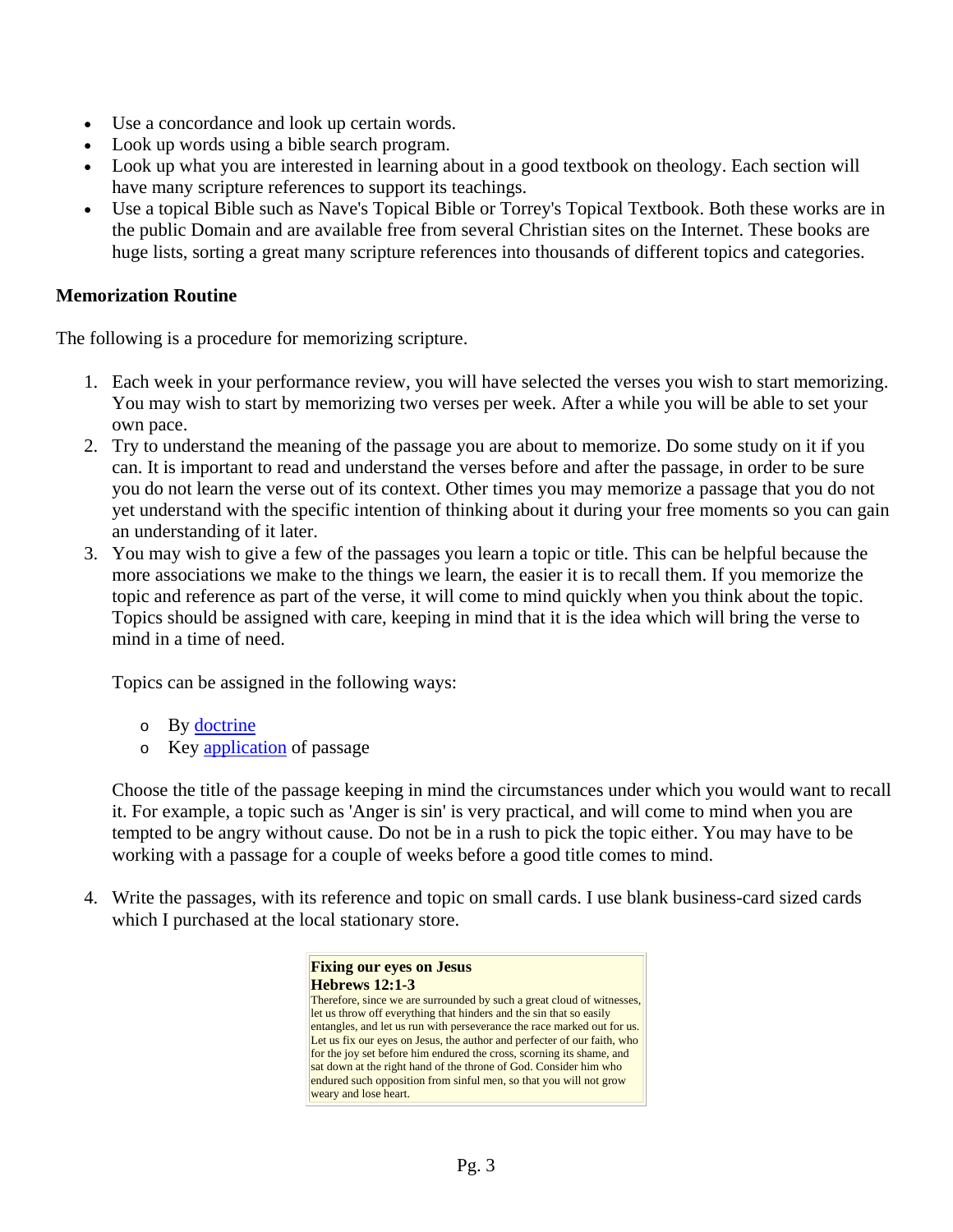- Use a concordance and look up certain words.
- Look up words using a bible search program.
- Look up what you are interested in learning about in a good textbook on theology. Each section will have many scripture references to support its teachings.
- Use a topical Bible such as Nave's Topical Bible or Torrey's Topical Textbook. Both these works are in the public Domain and are available free from several Christian sites on the Internet. These books are huge lists, sorting a great many scripture references into thousands of different topics and categories.

**Memorization Routine**

The following is a procedure for memorizing scripture.

1. Each week in your performance review, you will have selected the verses you wish to start memorizing. You may wish to start by memorizing two verses per week. After a while you will be able to set your own pace.
2. Try to understand the meaning of the passage you are about to memorize. Do some study on it if you can. It is important to read and understand the verses before and after the passage, in order to be sure you do not learn the verse out of its context. Other times you may memorize a passage that you do not yet understand with the specific intention of thinking about it during your free moments so you can gain an understanding of it later.
3. You may wish to give a few of the passages you learn a topic or title. This can be helpful because the more associations we make to the things we learn, the easier it is to recall them. If you memorize the topic and reference as part of the verse, it will come to mind quickly when you think about the topic. Topics should be assigned with care, keeping in mind that it is the idea which will bring the verse to mind in a time of need.

   Topics can be assigned in the following ways:

   - By doctrine
   - Key application of passage

   Choose the title of the passage keeping in mind the circumstances under which you would want to recall it. For example, a topic such as 'Anger is sin' is very practical, and will come to mind when you are tempted to be angry without cause. Do not be in a rush to pick the topic either. You may have to be working with a passage for a couple of weeks before a good title comes to mind.

4. Write the passages, with its reference and topic on small cards. I use blank business-card sized cards which I purchased at the local stationary store.

**Fixing our eyes on Jesus**
**Hebrews 12:1-3**
Therefore, since we are surrounded by such a great cloud of witnesses, let us throw off everything that hinders and the sin that so easily entangles, and let us run with perseverance the race marked out for us. Let us fix our eyes on Jesus, the author and perfecter of our faith, who for the joy set before him endured the cross, scorning its shame, and sat down at the right hand of the throne of God. Consider him who endured such opposition from sinful men, so that you will not grow weary and lose heart.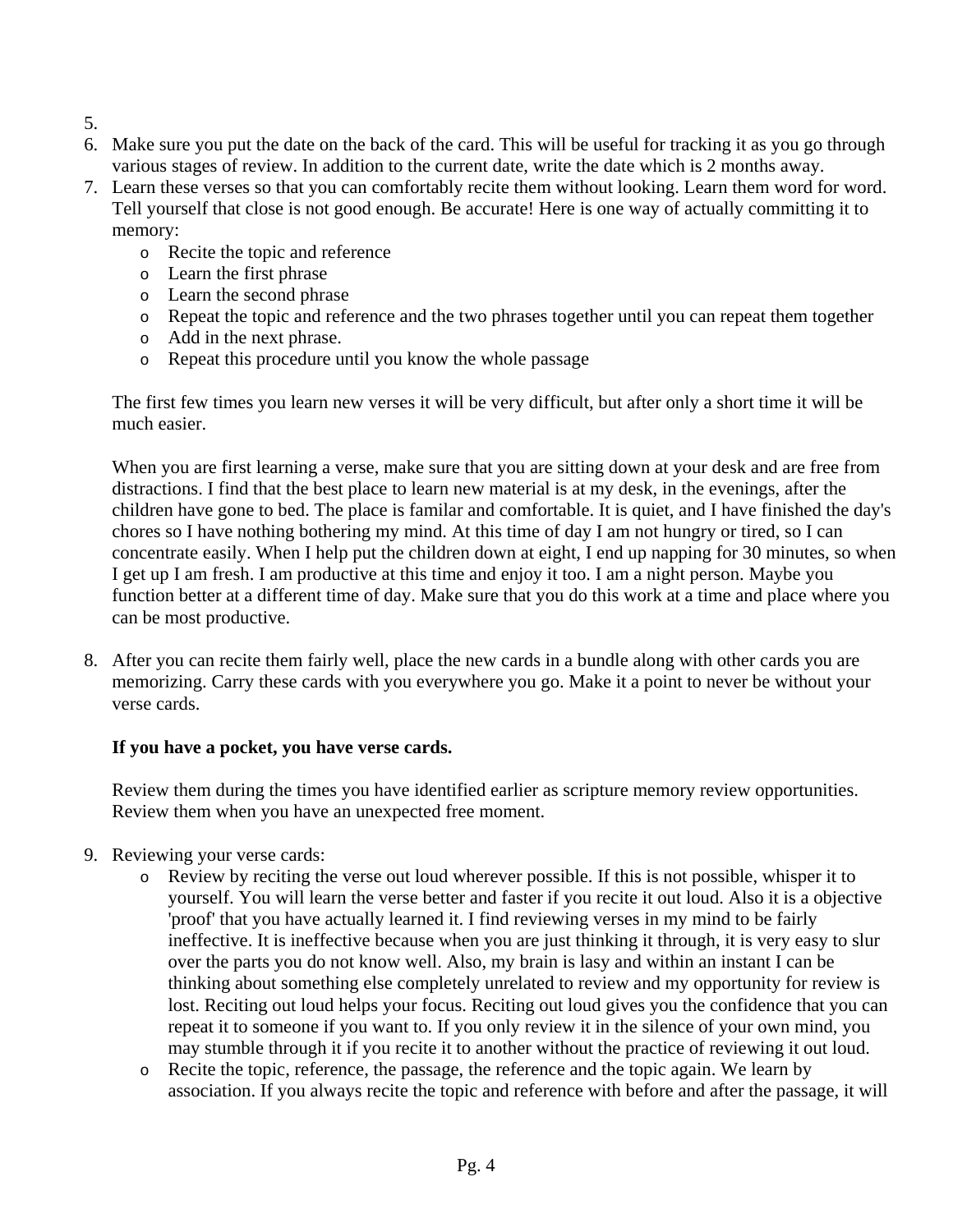5.
6. Make sure you put the date on the back of the card. This will be useful for tracking it as you go through various stages of review. In addition to the current date, write the date which is 2 months away.
7. Learn these verses so that you can comfortably recite them without looking. Learn them word for word. Tell yourself that close is not good enough. Be accurate! Here is one way of actually committing it to memory:
    - Recite the topic and reference
    - Learn the first phrase
    - Learn the second phrase
    - Repeat the topic and reference and the two phrases together until you can repeat them together
    - Add in the next phrase.
    - Repeat this procedure until you know the whole passage

    The first few times you learn new verses it will be very difficult, but after only a short time it will be much easier.

    When you are first learning a verse, make sure that you are sitting down at your desk and are free from distractions. I find that the best place to learn new material is at my desk, in the evenings, after the children have gone to bed. The place is familar and comfortable. It is quiet, and I have finished the day's chores so I have nothing bothering my mind. At this time of day I am not hungry or tired, so I can concentrate easily. When I help put the children down at eight, I end up napping for 30 minutes, so when I get up I am fresh. I am productive at this time and enjoy it too. I am a night person. Maybe you function better at a different time of day. Make sure that you do this work at a time and place where you can be most productive.

8. After you can recite them fairly well, place the new cards in a bundle along with other cards you are memorizing. Carry these cards with you everywhere you go. Make it a point to never be without your verse cards.

    **If you have a pocket, you have verse cards.**

    Review them during the times you have identified earlier as scripture memory review opportunities. Review them when you have an unexpected free moment.

9. Reviewing your verse cards:
    - Review by reciting the verse out loud wherever possible. If this is not possible, whisper it to yourself. You will learn the verse better and faster if you recite it out loud. Also it is a objective 'proof' that you have actually learned it. I find reviewing verses in my mind to be fairly ineffective. It is ineffective because when you are just thinking it through, it is very easy to slur over the parts you do not know well. Also, my brain is lasy and within an instant I can be thinking about something else completely unrelated to review and my opportunity for review is lost. Reciting out loud helps your focus. Reciting out loud gives you the confidence that you can repeat it to someone if you want to. If you only review it in the silence of your own mind, you may stumble through it if you recite it to another without the practice of reviewing it out loud.
    - Recite the topic, reference, the passage, the reference and the topic again. We learn by association. If you always recite the topic and reference with before and after the passage, it will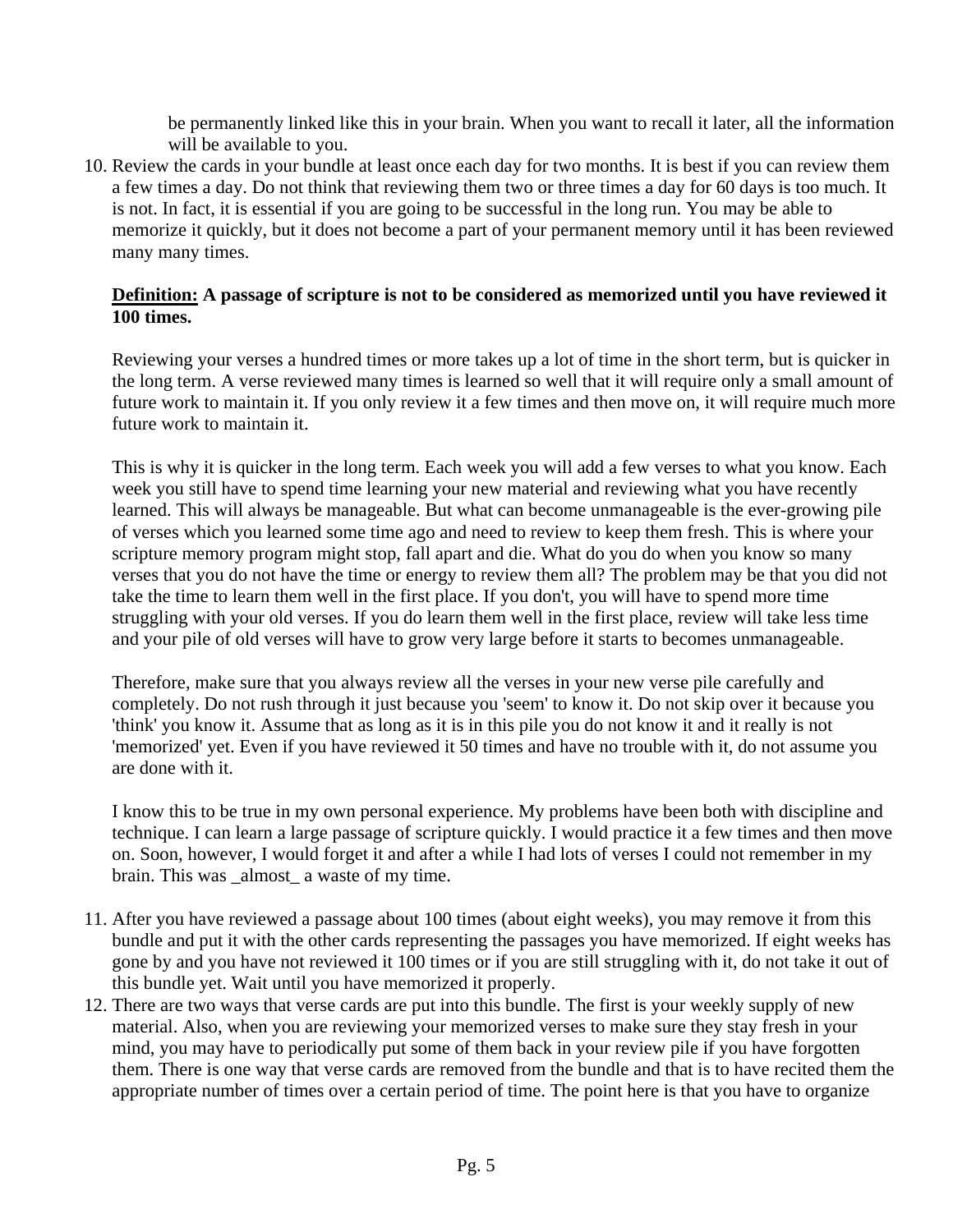be permanently linked like this in your brain. When you want to recall it later, all the information will be available to you.

10. Review the cards in your bundle at least once each day for two months. It is best if you can review them a few times a day. Do not think that reviewing them two or three times a day for 60 days is too much. It is not. In fact, it is essential if you are going to be successful in the long run. You may be able to memorize it quickly, but it does not become a part of your permanent memory until it has been reviewed many many times.

    **<u>Definition:</u> A passage of scripture is not to be considered as memorized until you have reviewed it 100 times.**

    Reviewing your verses a hundred times or more takes up a lot of time in the short term, but is quicker in the long term. A verse reviewed many times is learned so well that it will require only a small amount of future work to maintain it. If you only review it a few times and then move on, it will require much more future work to maintain it.

    This is why it is quicker in the long term. Each week you will add a few verses to what you know. Each week you still have to spend time learning your new material and reviewing what you have recently learned. This will always be manageable. But what can become unmanageable is the ever-growing pile of verses which you learned some time ago and need to review to keep them fresh. This is where your scripture memory program might stop, fall apart and die. What do you do when you know so many verses that you do not have the time or energy to review them all? The problem may be that you did not take the time to learn them well in the first place. If you don't, you will have to spend more time struggling with your old verses. If you do learn them well in the first place, review will take less time and your pile of old verses will have to grow very large before it starts to becomes unmanageable.

    Therefore, make sure that you always review all the verses in your new verse pile carefully and completely. Do not rush through it just because you 'seem' to know it. Do not skip over it because you 'think' you know it. Assume that as long as it is in this pile you do not know it and it really is not 'memorized' yet. Even if you have reviewed it 50 times and have no trouble with it, do not assume you are done with it.

    I know this to be true in my own personal experience. My problems have been both with discipline and technique. I can learn a large passage of scripture quickly. I would practice it a few times and then move on. Soon, however, I would forget it and after a while I had lots of verses I could not remember in my brain. This was _almost_ a waste of my time.

11. After you have reviewed a passage about 100 times (about eight weeks), you may remove it from this bundle and put it with the other cards representing the passages you have memorized. If eight weeks has gone by and you have not reviewed it 100 times or if you are still struggling with it, do not take it out of this bundle yet. Wait until you have memorized it properly.
12. There are two ways that verse cards are put into this bundle. The first is your weekly supply of new material. Also, when you are reviewing your memorized verses to make sure they stay fresh in your mind, you may have to periodically put some of them back in your review pile if you have forgotten them. There is one way that verse cards are removed from the bundle and that is to have recited them the appropriate number of times over a certain period of time. The point here is that you have to organize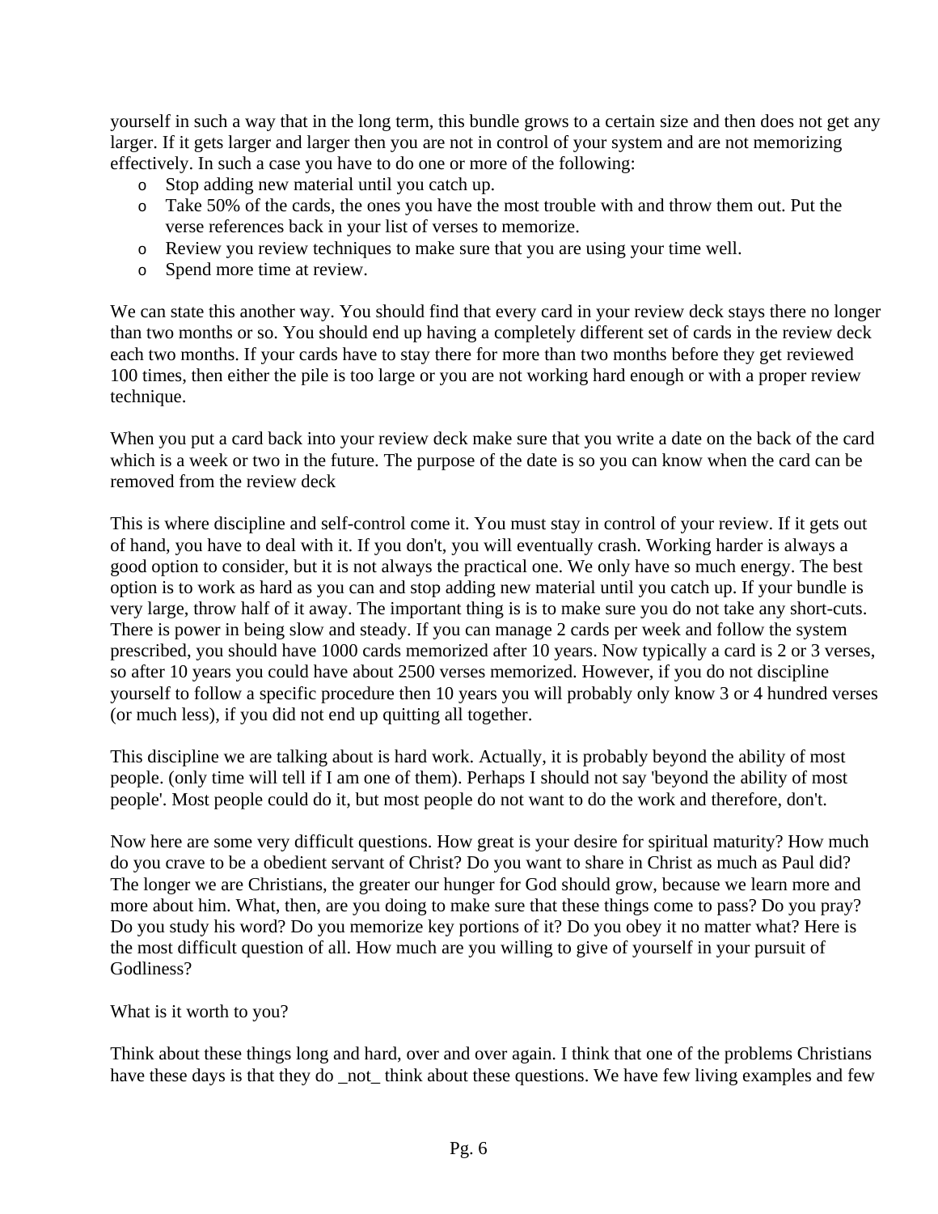yourself in such a way that in the long term, this bundle grows to a certain size and then does not get any larger. If it gets larger and larger then you are not in control of your system and are not memorizing effectively. In such a case you have to do one or more of the following:

- Stop adding new material until you catch up.
- Take 50% of the cards, the ones you have the most trouble with and throw them out. Put the verse references back in your list of verses to memorize.
- Review you review techniques to make sure that you are using your time well.
- Spend more time at review.

We can state this another way. You should find that every card in your review deck stays there no longer than two months or so. You should end up having a completely different set of cards in the review deck each two months. If your cards have to stay there for more than two months before they get reviewed 100 times, then either the pile is too large or you are not working hard enough or with a proper review technique.

When you put a card back into your review deck make sure that you write a date on the back of the card which is a week or two in the future. The purpose of the date is so you can know when the card can be removed from the review deck

This is where discipline and self-control come it. You must stay in control of your review. If it gets out of hand, you have to deal with it. If you don't, you will eventually crash. Working harder is always a good option to consider, but it is not always the practical one. We only have so much energy. The best option is to work as hard as you can and stop adding new material until you catch up. If your bundle is very large, throw half of it away. The important thing is is to make sure you do not take any short-cuts. There is power in being slow and steady. If you can manage 2 cards per week and follow the system prescribed, you should have 1000 cards memorized after 10 years. Now typically a card is 2 or 3 verses, so after 10 years you could have about 2500 verses memorized. However, if you do not discipline yourself to follow a specific procedure then 10 years you will probably only know 3 or 4 hundred verses (or much less), if you did not end up quitting all together.

This discipline we are talking about is hard work. Actually, it is probably beyond the ability of most people. (only time will tell if I am one of them). Perhaps I should not say 'beyond the ability of most people'. Most people could do it, but most people do not want to do the work and therefore, don't.

Now here are some very difficult questions. How great is your desire for spiritual maturity? How much do you crave to be a obedient servant of Christ? Do you want to share in Christ as much as Paul did? The longer we are Christians, the greater our hunger for God should grow, because we learn more and more about him. What, then, are you doing to make sure that these things come to pass? Do you pray? Do you study his word? Do you memorize key portions of it? Do you obey it no matter what? Here is the most difficult question of all. How much are you willing to give of yourself in your pursuit of Godliness?

What is it worth to you?

Think about these things long and hard, over and over again. I think that one of the problems Christians have these days is that they do _not_ think about these questions. We have few living examples and few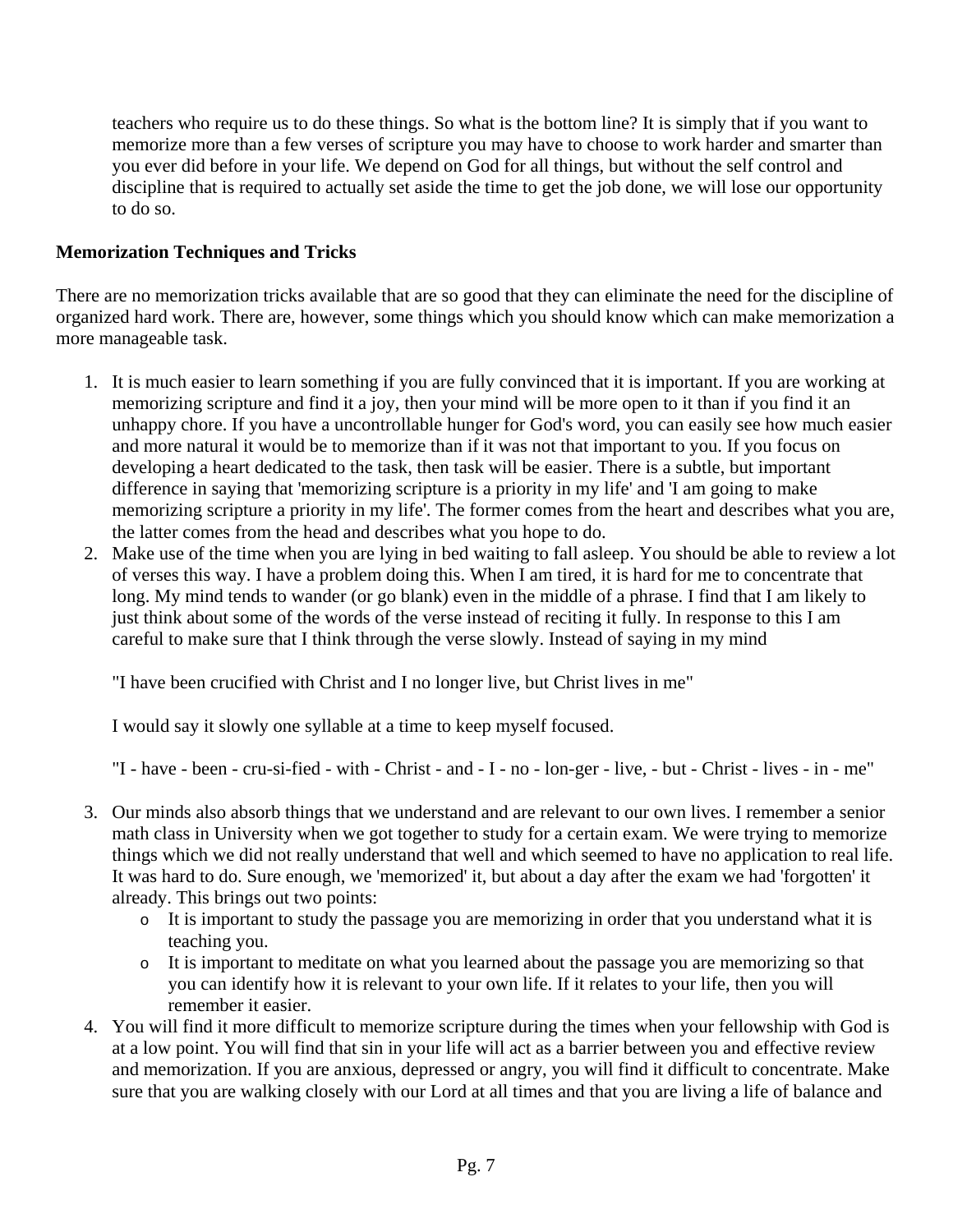teachers who require us to do these things. So what is the bottom line? It is simply that if you want to memorize more than a few verses of scripture you may have to choose to work harder and smarter than you ever did before in your life. We depend on God for all things, but without the self control and discipline that is required to actually set aside the time to get the job done, we will lose our opportunity to do so.

**Memorization Techniques and Tricks**

There are no memorization tricks available that are so good that they can eliminate the need for the discipline of organized hard work. There are, however, some things which you should know which can make memorization a more manageable task.

1. It is much easier to learn something if you are fully convinced that it is important. If you are working at memorizing scripture and find it a joy, then your mind will be more open to it than if you find it an unhappy chore. If you have a uncontrollable hunger for God's word, you can easily see how much easier and more natural it would be to memorize than if it was not that important to you. If you focus on developing a heart dedicated to the task, then task will be easier. There is a subtle, but important difference in saying that 'memorizing scripture is a priority in my life' and 'I am going to make memorizing scripture a priority in my life'. The former comes from the heart and describes what you are, the latter comes from the head and describes what you hope to do.
2. Make use of the time when you are lying in bed waiting to fall asleep. You should be able to review a lot of verses this way. I have a problem doing this. When I am tired, it is hard for me to concentrate that long. My mind tends to wander (or go blank) even in the middle of a phrase. I find that I am likely to just think about some of the words of the verse instead of reciting it fully. In response to this I am careful to make sure that I think through the verse slowly. Instead of saying in my mind

   "I have been crucified with Christ and I no longer live, but Christ lives in me"

   I would say it slowly one syllable at a time to keep myself focused.

   "I - have - been - cru-si-fied - with - Christ - and - I - no - lon-ger - live, - but - Christ - lives - in - me"

3. Our minds also absorb things that we understand and are relevant to our own lives. I remember a senior math class in University when we got together to study for a certain exam. We were trying to memorize things which we did not really understand that well and which seemed to have no application to real life. It was hard to do. Sure enough, we 'memorized' it, but about a day after the exam we had 'forgotten' it already. This brings out two points:
   - It is important to study the passage you are memorizing in order that you understand what it is teaching you.
   - It is important to meditate on what you learned about the passage you are memorizing so that you can identify how it is relevant to your own life. If it relates to your life, then you will remember it easier.
4. You will find it more difficult to memorize scripture during the times when your fellowship with God is at a low point. You will find that sin in your life will act as a barrier between you and effective review and memorization. If you are anxious, depressed or angry, you will find it difficult to concentrate. Make sure that you are walking closely with our Lord at all times and that you are living a life of balance and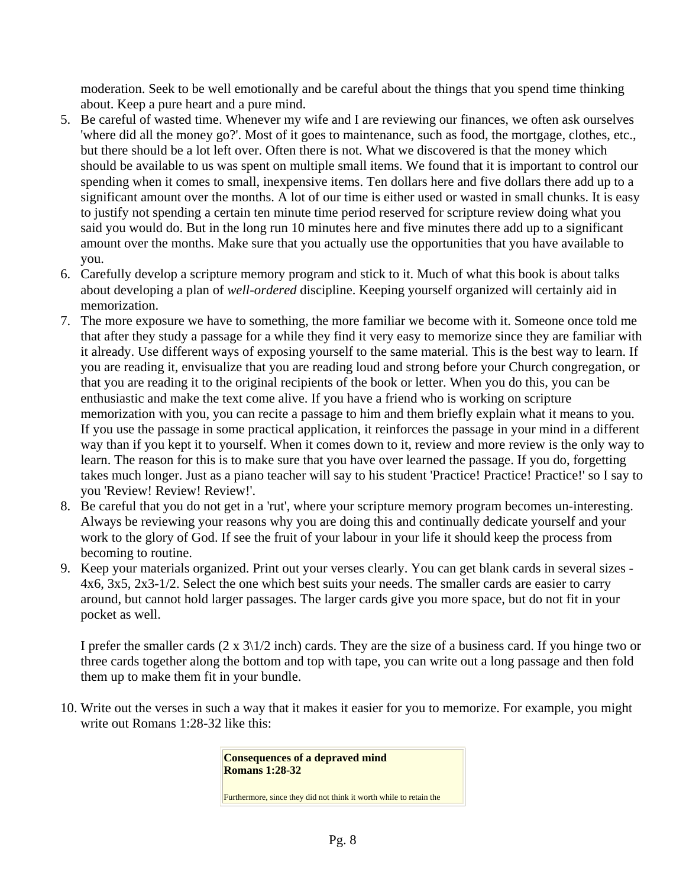moderation. Seek to be well emotionally and be careful about the things that you spend time thinking about. Keep a pure heart and a pure mind.

5. Be careful of wasted time. Whenever my wife and I are reviewing our finances, we often ask ourselves 'where did all the money go?'. Most of it goes to maintenance, such as food, the mortgage, clothes, etc., but there should be a lot left over. Often there is not. What we discovered is that the money which should be available to us was spent on multiple small items. We found that it is important to control our spending when it comes to small, inexpensive items. Ten dollars here and five dollars there add up to a significant amount over the months. A lot of our time is either used or wasted in small chunks. It is easy to justify not spending a certain ten minute time period reserved for scripture review doing what you said you would do. But in the long run 10 minutes here and five minutes there add up to a significant amount over the months. Make sure that you actually use the opportunities that you have available to you.
6. Carefully develop a scripture memory program and stick to it. Much of what this book is about talks about developing a plan of *well-ordered* discipline. Keeping yourself organized will certainly aid in memorization.
7. The more exposure we have to something, the more familiar we become with it. Someone once told me that after they study a passage for a while they find it very easy to memorize since they are familiar with it already. Use different ways of exposing yourself to the same material. This is the best way to learn. If you are reading it, envisualize that you are reading loud and strong before your Church congregation, or that you are reading it to the original recipients of the book or letter. When you do this, you can be enthusiastic and make the text come alive. If you have a friend who is working on scripture memorization with you, you can recite a passage to him and them briefly explain what it means to you. If you use the passage in some practical application, it reinforces the passage in your mind in a different way than if you kept it to yourself. When it comes down to it, review and more review is the only way to learn. The reason for this is to make sure that you have over learned the passage. If you do, forgetting takes much longer. Just as a piano teacher will say to his student 'Practice! Practice! Practice!' so I say to you 'Review! Review! Review!'.
8. Be careful that you do not get in a 'rut', where your scripture memory program becomes un-interesting. Always be reviewing your reasons why you are doing this and continually dedicate yourself and your work to the glory of God. If see the fruit of your labour in your life it should keep the process from becoming to routine.
9. Keep your materials organized. Print out your verses clearly. You can get blank cards in several sizes - 4x6, 3x5, 2x3-1/2. Select the one which best suits your needs. The smaller cards are easier to carry around, but cannot hold larger passages. The larger cards give you more space, but do not fit in your pocket as well.

   I prefer the smaller cards (2 x 3\1/2 inch) cards. They are the size of a business card. If you hinge two or three cards together along the bottom and top with tape, you can write out a long passage and then fold them up to make them fit in your bundle.

10. Write out the verses in such a way that it makes it easier for you to memorize. For example, you might write out Romans 1:28-32 like this:

| **Consequences of a depraved mind**<br>**Romans 1:28-32**<br><br>Furthermore, since they did not think it worth while to retain the |
|---|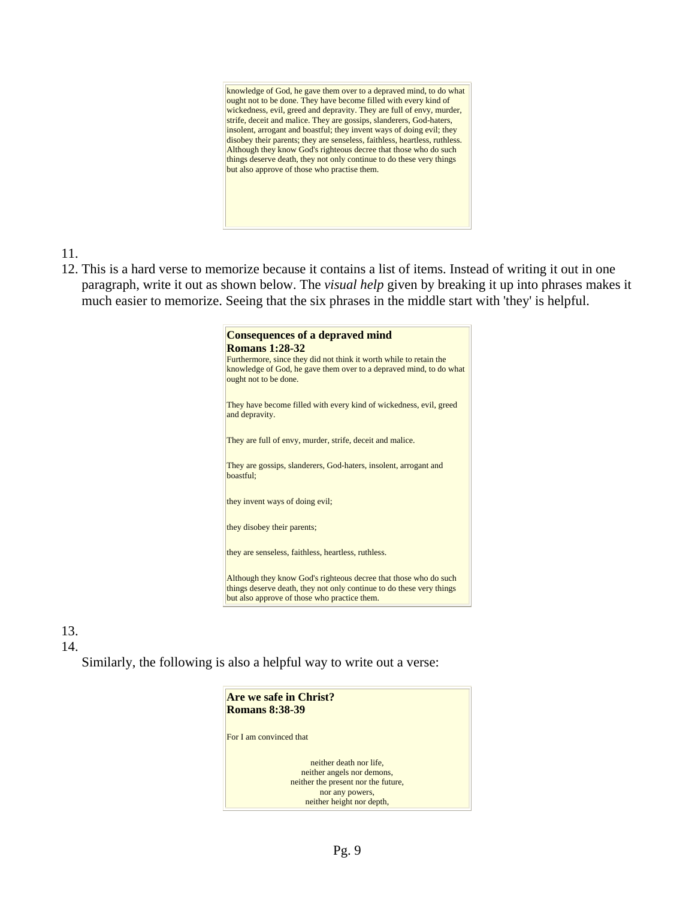> knowledge of God, he gave them over to a depraved mind, to do what ought not to be done. They have become filled with every kind of wickedness, evil, greed and depravity. They are full of envy, murder, strife, deceit and malice. They are gossips, slanderers, God-haters, insolent, arrogant and boastful; they invent ways of doing evil; they disobey their parents; they are senseless, faithless, heartless, ruthless. Although they know God's righteous decree that those who do such things deserve death, they not only continue to do these very things but also approve of those who practise them.

11.
12. This is a hard verse to memorize because it contains a list of items. Instead of writing it out in one paragraph, write it out as shown below. The *visual help* given by breaking it up into phrases makes it much easier to memorize. Seeing that the six phrases in the middle start with 'they' is helpful.

> **Consequences of a depraved mind**
> **Romans 1:28-32**
> Furthermore, since they did not think it worth while to retain the knowledge of God, he gave them over to a depraved mind, to do what ought not to be done.
>
> They have become filled with every kind of wickedness, evil, greed and depravity.
>
> They are full of envy, murder, strife, deceit and malice.
>
> They are gossips, slanderers, God-haters, insolent, arrogant and boastful;
>
> they invent ways of doing evil;
>
> they disobey their parents;
>
> they are senseless, faithless, heartless, ruthless.
>
> Although they know God's righteous decree that those who do such things deserve death, they not only continue to do these very things but also approve of those who practice them.

13.
14.

Similarly, the following is also a helpful way to write out a verse:

> **Are we safe in Christ?**
> **Romans 8:38-39**
>
> For I am convinced that
>
> neither death nor life,
> neither angels nor demons,
> neither the present nor the future,
> nor any powers,
> neither height nor depth,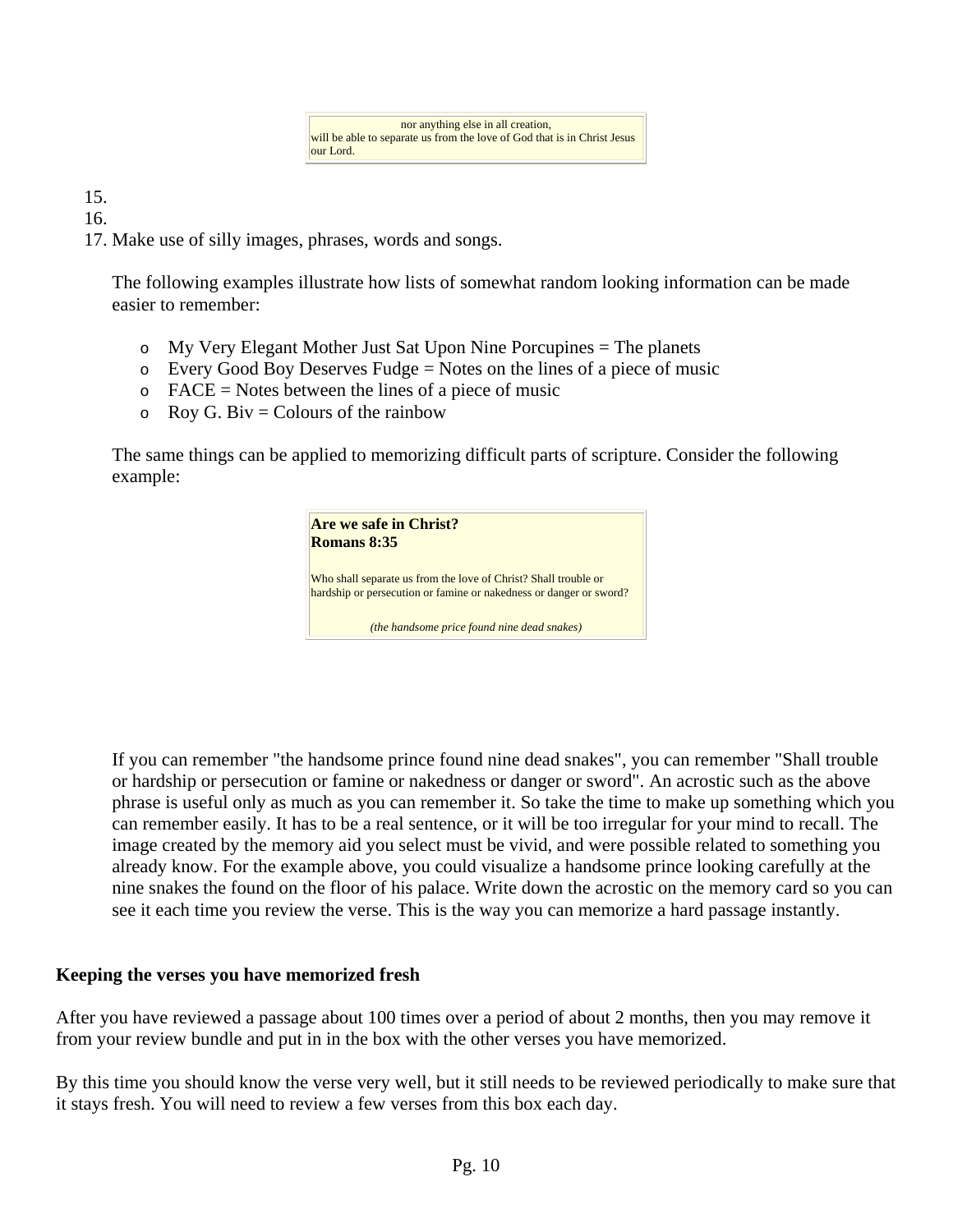> nor anything else in all creation,
> will be able to separate us from the love of God that is in Christ Jesus our Lord.

15.
16.
17. Make use of silly images, phrases, words and songs.

    The following examples illustrate how lists of somewhat random looking information can be made easier to remember:

    - My Very Elegant Mother Just Sat Upon Nine Porcupines = The planets
    - Every Good Boy Deserves Fudge = Notes on the lines of a piece of music
    - FACE = Notes between the lines of a piece of music
    - Roy G. Biv = Colours of the rainbow

    The same things can be applied to memorizing difficult parts of scripture. Consider the following example:

    > **Are we safe in Christ?**
    > **Romans 8:35**
    >
    > Who shall separate us from the love of Christ? Shall trouble or hardship or persecution or famine or nakedness or danger or sword?
    >
    > *(the handsome price found nine dead snakes)*

    If you can remember "the handsome prince found nine dead snakes", you can remember "Shall trouble or hardship or persecution or famine or nakedness or danger or sword". An acrostic such as the above phrase is useful only as much as you can remember it. So take the time to make up something which you can remember easily. It has to be a real sentence, or it will be too irregular for your mind to recall. The image created by the memory aid you select must be vivid, and were possible related to something you already know. For the example above, you could visualize a handsome prince looking carefully at the nine snakes the found on the floor of his palace. Write down the acrostic on the memory card so you can see it each time you review the verse. This is the way you can memorize a hard passage instantly.

**Keeping the verses you have memorized fresh**

After you have reviewed a passage about 100 times over a period of about 2 months, then you may remove it from your review bundle and put in in the box with the other verses you have memorized.

By this time you should know the verse very well, but it still needs to be reviewed periodically to make sure that it stays fresh. You will need to review a few verses from this box each day.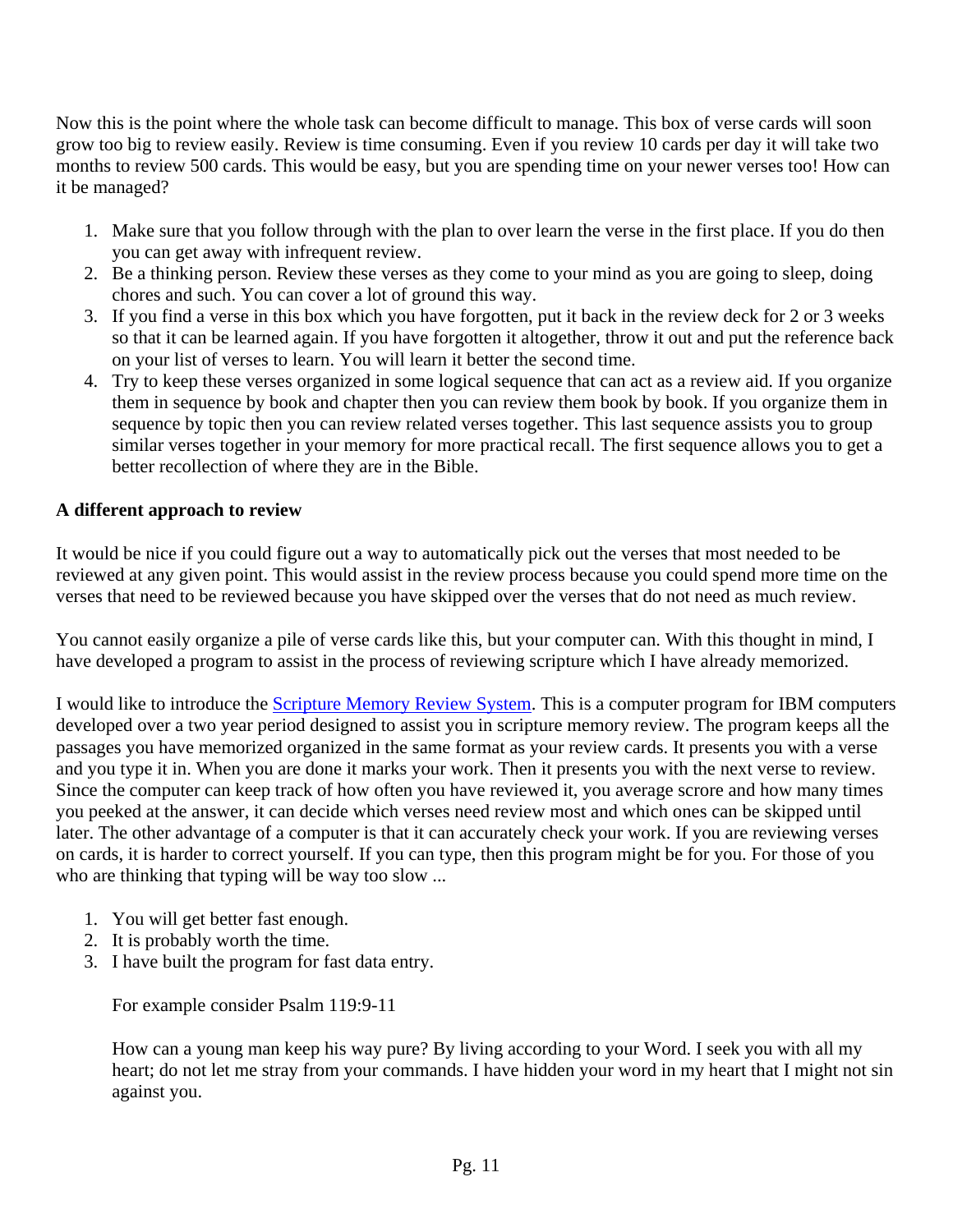Now this is the point where the whole task can become difficult to manage. This box of verse cards will soon grow too big to review easily. Review is time consuming. Even if you review 10 cards per day it will take two months to review 500 cards. This would be easy, but you are spending time on your newer verses too! How can it be managed?

1. Make sure that you follow through with the plan to over learn the verse in the first place. If you do then you can get away with infrequent review.
2. Be a thinking person. Review these verses as they come to your mind as you are going to sleep, doing chores and such. You can cover a lot of ground this way.
3. If you find a verse in this box which you have forgotten, put it back in the review deck for 2 or 3 weeks so that it can be learned again. If you have forgotten it altogether, throw it out and put the reference back on your list of verses to learn. You will learn it better the second time.
4. Try to keep these verses organized in some logical sequence that can act as a review aid. If you organize them in sequence by book and chapter then you can review them book by book. If you organize them in sequence by topic then you can review related verses together. This last sequence assists you to group similar verses together in your memory for more practical recall. The first sequence allows you to get a better recollection of where they are in the Bible.

**A different approach to review**

It would be nice if you could figure out a way to automatically pick out the verses that most needed to be reviewed at any given point. This would assist in the review process because you could spend more time on the verses that need to be reviewed because you have skipped over the verses that do not need as much review.

You cannot easily organize a pile of verse cards like this, but your computer can. With this thought in mind, I have developed a program to assist in the process of reviewing scripture which I have already memorized.

I would like to introduce the Scripture Memory Review System. This is a computer program for IBM computers developed over a two year period designed to assist you in scripture memory review. The program keeps all the passages you have memorized organized in the same format as your review cards. It presents you with a verse and you type it in. When you are done it marks your work. Then it presents you with the next verse to review. Since the computer can keep track of how often you have reviewed it, you average scrore and how many times you peeked at the answer, it can decide which verses need review most and which ones can be skipped until later. The other advantage of a computer is that it can accurately check your work. If you are reviewing verses on cards, it is harder to correct yourself. If you can type, then this program might be for you. For those of you who are thinking that typing will be way too slow ...

1. You will get better fast enough.
2. It is probably worth the time.
3. I have built the program for fast data entry.

   For example consider Psalm 119:9-11

   How can a young man keep his way pure? By living according to your Word. I seek you with all my heart; do not let me stray from your commands. I have hidden your word in my heart that I might not sin against you.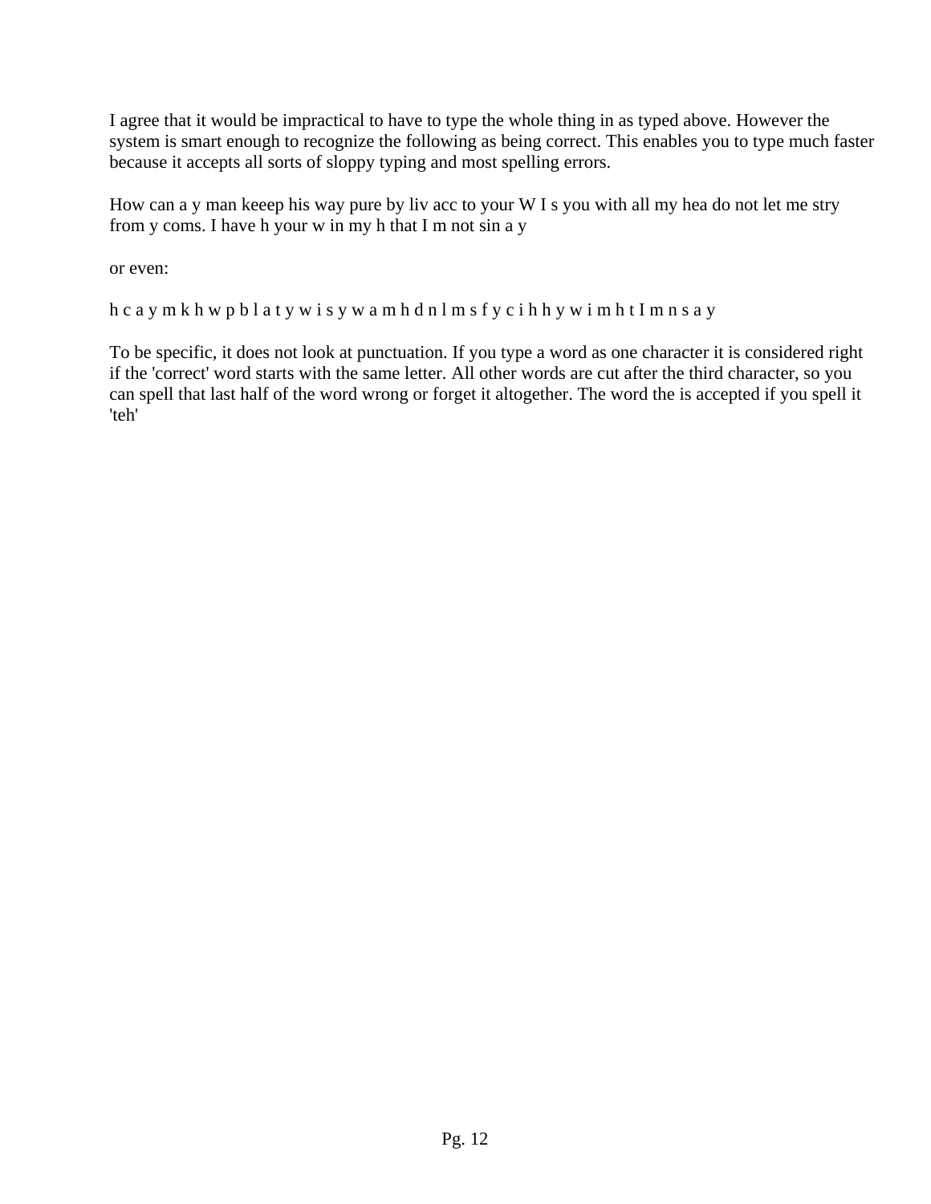I agree that it would be impractical to have to type the whole thing in as typed above. However the system is smart enough to recognize the following as being correct. This enables you to type much faster because it accepts all sorts of sloppy typing and most spelling errors.

How can a y man keeep his way pure by liv acc to your W I s you with all my hea do not let me stry from y coms. I have h your w in my h that I m not sin a y

or even:

h c a y m k h w p b l a t y w i s y w a m h d n l m s f y c i h h y w i m h t I m n s a y

To be specific, it does not look at punctuation. If you type a word as one character it is considered right if the 'correct' word starts with the same letter. All other words are cut after the third character, so you can spell that last half of the word wrong or forget it altogether. The word the is accepted if you spell it 'teh'